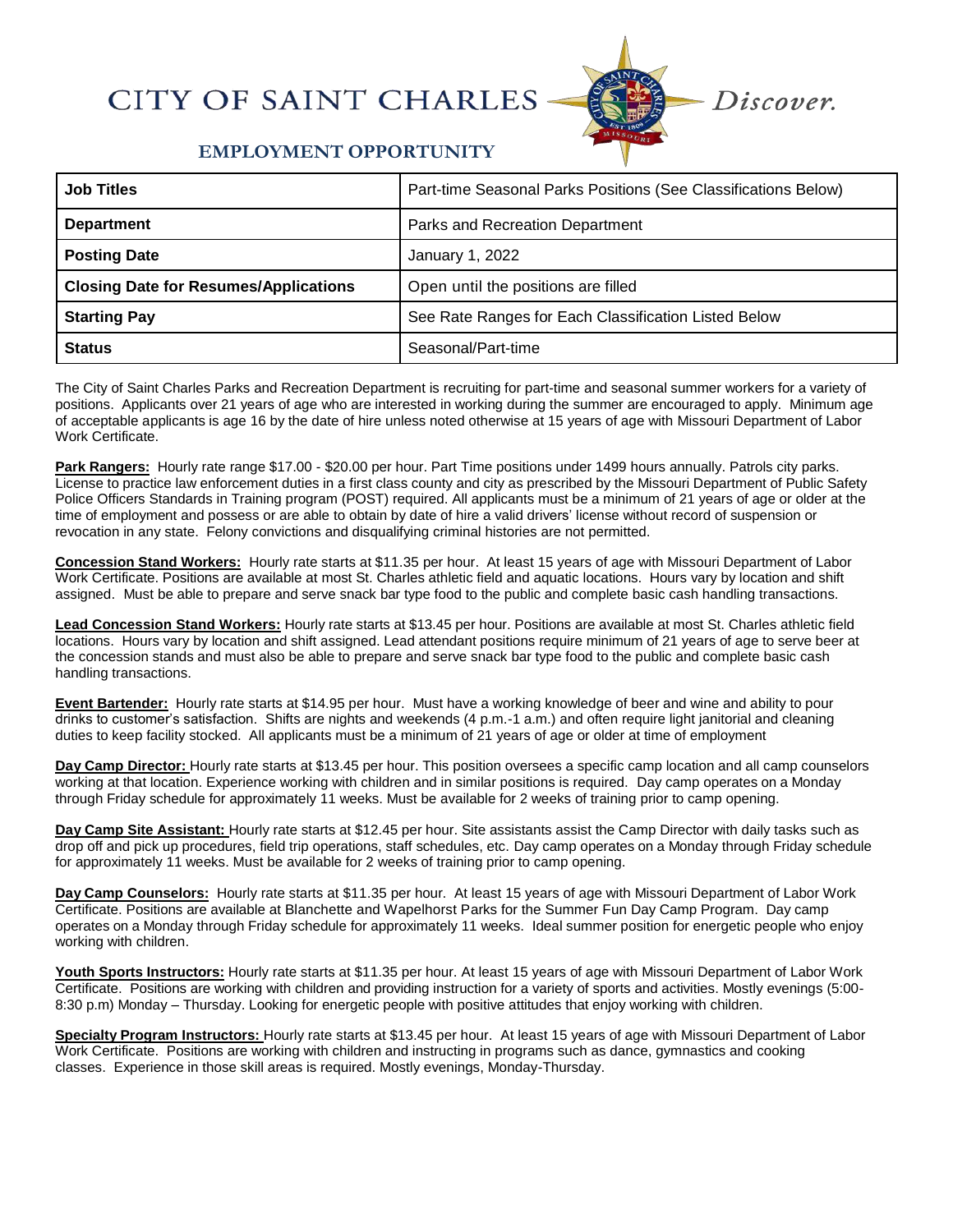# CITY OF SAINT CHARLES

*Discover.*

## EMPLOYMENT OPPORTUNITY

| **Job Titles** | Part-time Seasonal Parks Positions (See Classifications Below) |
|---|---|
| **Department** | Parks and Recreation Department |
| **Posting Date** | January 1, 2022 |
| **Closing Date for Resumes/Applications** | Open until the positions are filled |
| **Starting Pay** | See Rate Ranges for Each Classification Listed Below |
| **Status** | Seasonal/Part-time |

The City of Saint Charles Parks and Recreation Department is recruiting for part-time and seasonal summer workers for a variety of positions. Applicants over 21 years of age who are interested in working during the summer are encouraged to apply. Minimum age of acceptable applicants is age 16 by the date of hire unless noted otherwise at 15 years of age with Missouri Department of Labor Work Certificate.

**Park Rangers:** Hourly rate range $17.00 - $20.00 per hour. Part Time positions under 1499 hours annually. Patrols city parks. License to practice law enforcement duties in a first class county and city as prescribed by the Missouri Department of Public Safety Police Officers Standards in Training program (POST) required. All applicants must be a minimum of 21 years of age or older at the time of employment and possess or are able to obtain by date of hire a valid drivers' license without record of suspension or revocation in any state. Felony convictions and disqualifying criminal histories are not permitted.

**Concession Stand Workers:** Hourly rate starts at $11.35 per hour. At least 15 years of age with Missouri Department of Labor Work Certificate. Positions are available at most St. Charles athletic field and aquatic locations. Hours vary by location and shift assigned. Must be able to prepare and serve snack bar type food to the public and complete basic cash handling transactions.

**Lead Concession Stand Workers:** Hourly rate starts at $13.45 per hour. Positions are available at most St. Charles athletic field locations. Hours vary by location and shift assigned. Lead attendant positions require minimum of 21 years of age to serve beer at the concession stands and must also be able to prepare and serve snack bar type food to the public and complete basic cash handling transactions.

**Event Bartender:** Hourly rate starts at $14.95 per hour. Must have a working knowledge of beer and wine and ability to pour drinks to customer's satisfaction. Shifts are nights and weekends (4 p.m.-1 a.m.) and often require light janitorial and cleaning duties to keep facility stocked. All applicants must be a minimum of 21 years of age or older at time of employment

**Day Camp Director:** Hourly rate starts at $13.45 per hour. This position oversees a specific camp location and all camp counselors working at that location. Experience working with children and in similar positions is required. Day camp operates on a Monday through Friday schedule for approximately 11 weeks. Must be available for 2 weeks of training prior to camp opening.

**Day Camp Site Assistant:** Hourly rate starts at $12.45 per hour. Site assistants assist the Camp Director with daily tasks such as drop off and pick up procedures, field trip operations, staff schedules, etc. Day camp operates on a Monday through Friday schedule for approximately 11 weeks. Must be available for 2 weeks of training prior to camp opening.

**Day Camp Counselors:** Hourly rate starts at $11.35 per hour. At least 15 years of age with Missouri Department of Labor Work Certificate. Positions are available at Blanchette and Wapelhorst Parks for the Summer Fun Day Camp Program. Day camp operates on a Monday through Friday schedule for approximately 11 weeks. Ideal summer position for energetic people who enjoy working with children.

**Youth Sports Instructors:** Hourly rate starts at $11.35 per hour. At least 15 years of age with Missouri Department of Labor Work Certificate. Positions are working with children and providing instruction for a variety of sports and activities. Mostly evenings (5:00-8:30 p.m) Monday – Thursday. Looking for energetic people with positive attitudes that enjoy working with children.

**Specialty Program Instructors:** Hourly rate starts at $13.45 per hour. At least 15 years of age with Missouri Department of Labor Work Certificate. Positions are working with children and instructing in programs such as dance, gymnastics and cooking classes. Experience in those skill areas is required. Mostly evenings, Monday-Thursday.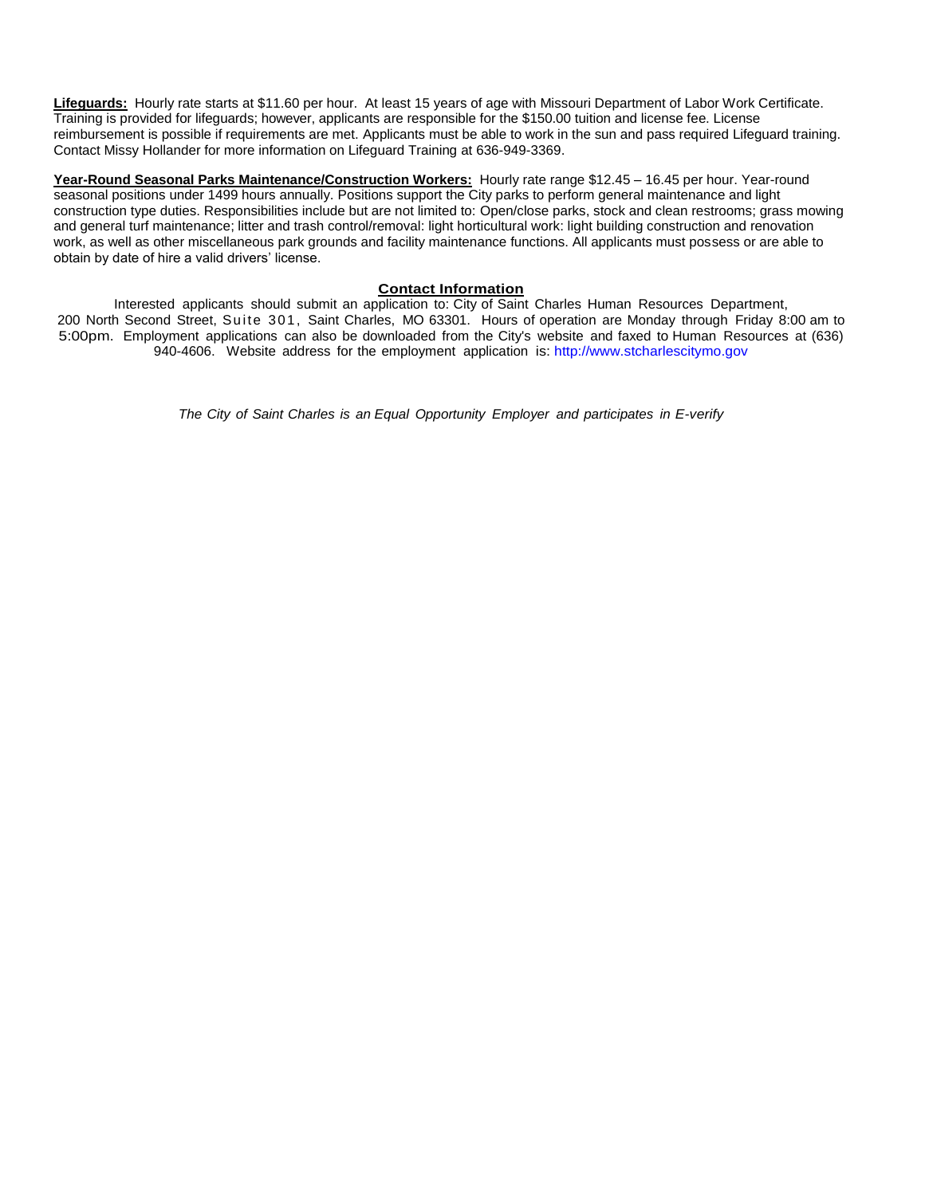**Lifeguards:** Hourly rate starts at $11.60 per hour. At least 15 years of age with Missouri Department of Labor Work Certificate. Training is provided for lifeguards; however, applicants are responsible for the $150.00 tuition and license fee. License reimbursement is possible if requirements are met. Applicants must be able to work in the sun and pass required Lifeguard training. Contact Missy Hollander for more information on Lifeguard Training at 636-949-3369.

**Year-Round Seasonal Parks Maintenance/Construction Workers:** Hourly rate range $12.45 – 16.45 per hour. Year-round seasonal positions under 1499 hours annually. Positions support the City parks to perform general maintenance and light construction type duties. Responsibilities include but are not limited to: Open/close parks, stock and clean restrooms; grass mowing and general turf maintenance; litter and trash control/removal: light horticultural work: light building construction and renovation work, as well as other miscellaneous park grounds and facility maintenance functions. All applicants must possess or are able to obtain by date of hire a valid drivers' license.

**Contact Information**

Interested applicants should submit an application to: City of Saint Charles Human Resources Department, 200 North Second Street, Suite 301, Saint Charles, MO 63301. Hours of operation are Monday through Friday 8:00 am to 5:00pm. Employment applications can also be downloaded from the City's website and faxed to Human Resources at (636) 940-4606. Website address for the employment application is: http://www.stcharlescitymo.gov

*The City of Saint Charles is an Equal Opportunity Employer and participates in E-verify*